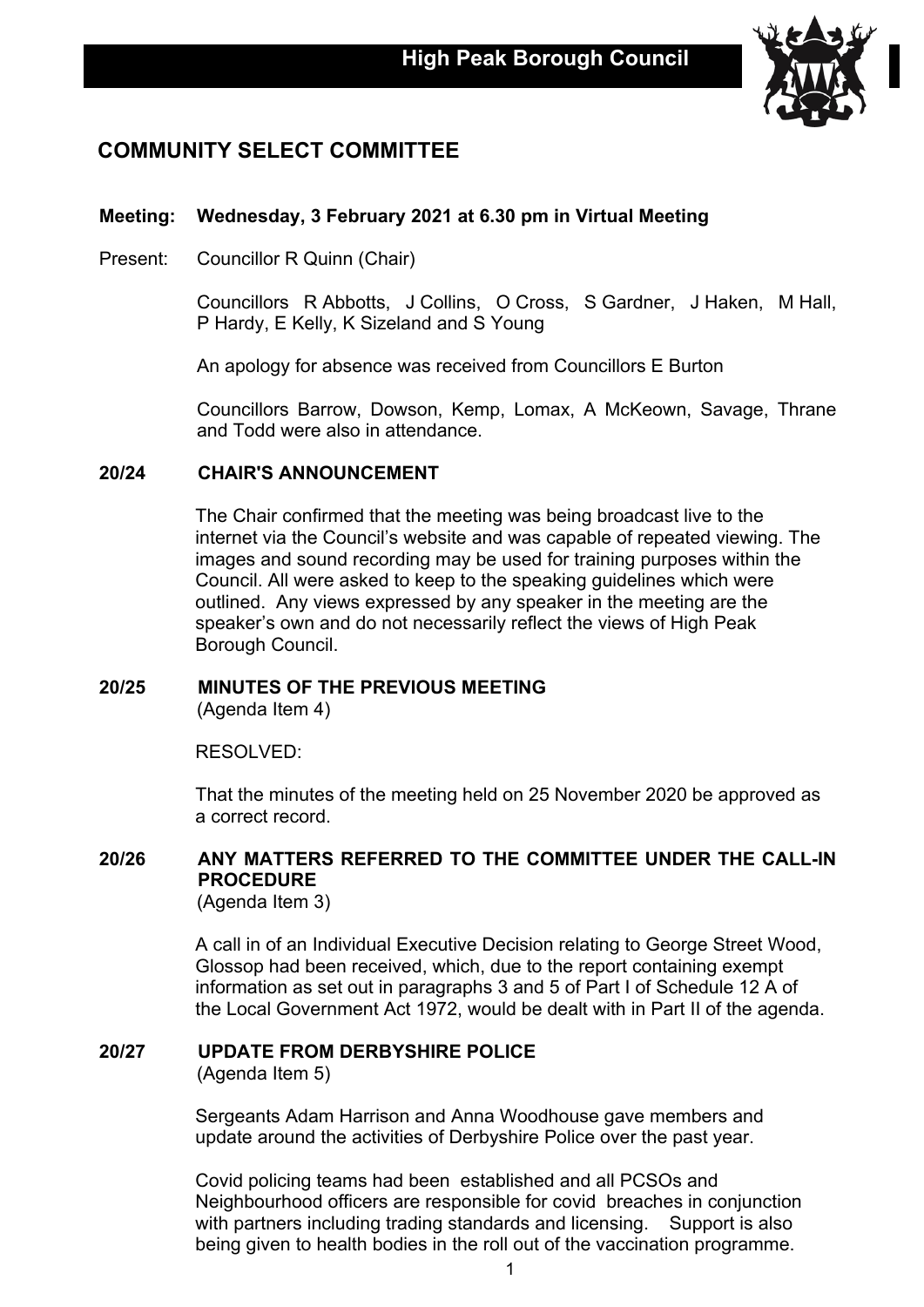# High Peak Borough Council

## COMMUNITY SELECT COMMITTEE

**Meeting: Wednesday, 3 February 2021 at 6.30 pm in Virtual Meeting**

Present: Councillor R Quinn (Chair)

Councillors R Abbotts, J Collins, O Cross, S Gardner, J Haken, M Hall, P Hardy, E Kelly, K Sizeland and S Young

An apology for absence was received from Councillors E Burton

Councillors Barrow, Dowson, Kemp, Lomax, A McKeown, Savage, Thrane and Todd were also in attendance.

### 20/24 CHAIR'S ANNOUNCEMENT

The Chair confirmed that the meeting was being broadcast live to the internet via the Council's website and was capable of repeated viewing. The images and sound recording may be used for training purposes within the Council. All were asked to keep to the speaking guidelines which were outlined. Any views expressed by any speaker in the meeting are the speaker's own and do not necessarily reflect the views of High Peak Borough Council.

### 20/25 MINUTES OF THE PREVIOUS MEETING

(Agenda Item 4)

RESOLVED:

That the minutes of the meeting held on 25 November 2020 be approved as a correct record.

### 20/26 ANY MATTERS REFERRED TO THE COMMITTEE UNDER THE CALL-IN PROCEDURE

(Agenda Item 3)

A call in of an Individual Executive Decision relating to George Street Wood, Glossop had been received, which, due to the report containing exempt information as set out in paragraphs 3 and 5 of Part I of Schedule 12 A of the Local Government Act 1972, would be dealt with in Part II of the agenda.

### 20/27 UPDATE FROM DERBYSHIRE POLICE

(Agenda Item 5)

Sergeants Adam Harrison and Anna Woodhouse gave members and update around the activities of Derbyshire Police over the past year.

Covid policing teams had been established and all PCSOs and Neighbourhood officers are responsible for covid breaches in conjunction with partners including trading standards and licensing. Support is also being given to health bodies in the roll out of the vaccination programme.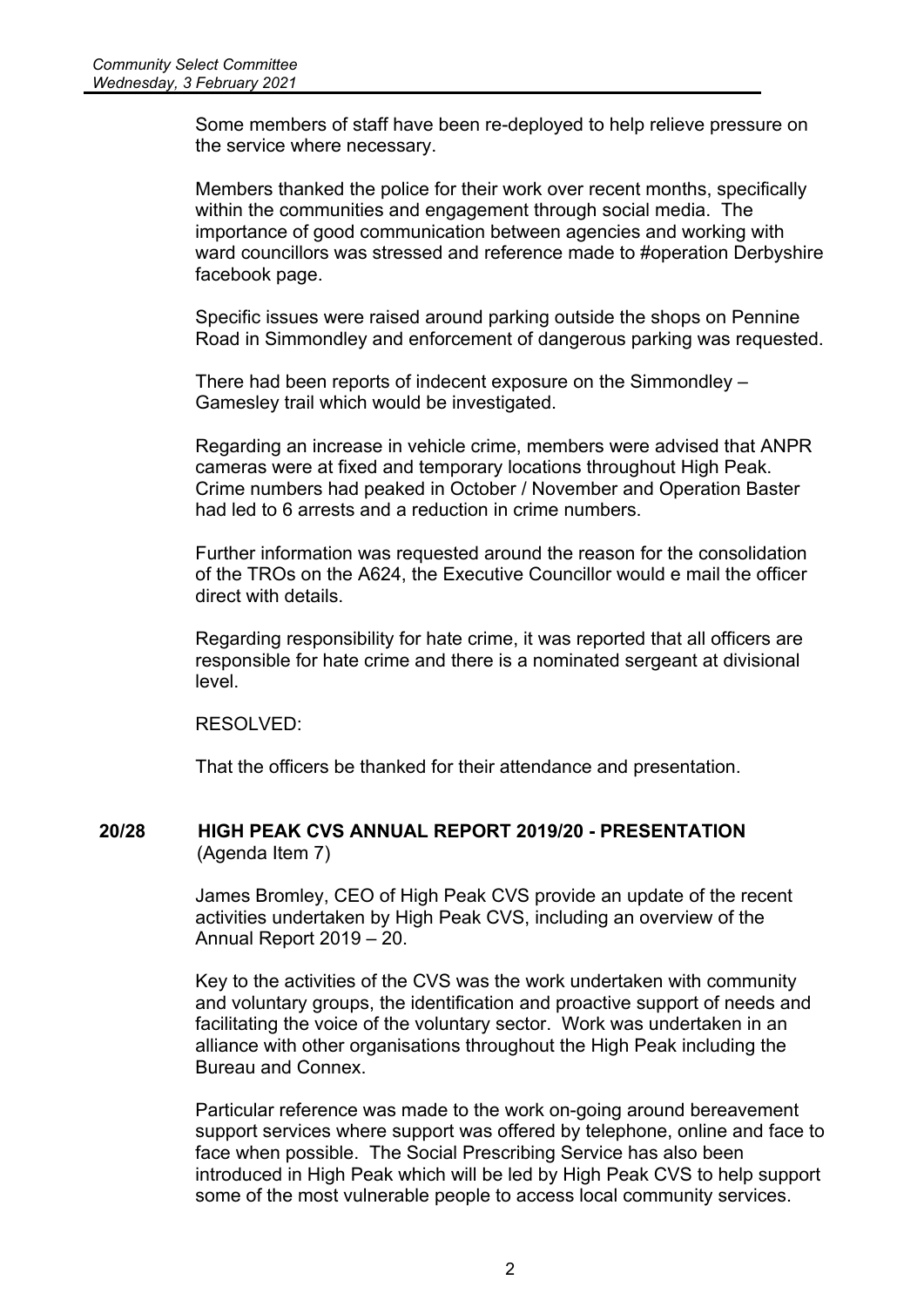Some members of staff have been re-deployed to help relieve pressure on the service where necessary.

Members thanked the police for their work over recent months, specifically within the communities and engagement through social media. The importance of good communication between agencies and working with ward councillors was stressed and reference made to #operation Derbyshire facebook page.

Specific issues were raised around parking outside the shops on Pennine Road in Simmondley and enforcement of dangerous parking was requested.

There had been reports of indecent exposure on the Simmondley – Gamesley trail which would be investigated.

Regarding an increase in vehicle crime, members were advised that ANPR cameras were at fixed and temporary locations throughout High Peak. Crime numbers had peaked in October / November and Operation Baster had led to 6 arrests and a reduction in crime numbers.

Further information was requested around the reason for the consolidation of the TROs on the A624, the Executive Councillor would e mail the officer direct with details.

Regarding responsibility for hate crime, it was reported that all officers are responsible for hate crime and there is a nominated sergeant at divisional level.

RESOLVED:

That the officers be thanked for their attendance and presentation.

## 20/28 HIGH PEAK CVS ANNUAL REPORT 2019/20 - PRESENTATION

(Agenda Item 7)

James Bromley, CEO of High Peak CVS provide an update of the recent activities undertaken by High Peak CVS, including an overview of the Annual Report 2019 – 20.

Key to the activities of the CVS was the work undertaken with community and voluntary groups, the identification and proactive support of needs and facilitating the voice of the voluntary sector. Work was undertaken in an alliance with other organisations throughout the High Peak including the Bureau and Connex.

Particular reference was made to the work on-going around bereavement support services where support was offered by telephone, online and face to face when possible. The Social Prescribing Service has also been introduced in High Peak which will be led by High Peak CVS to help support some of the most vulnerable people to access local community services.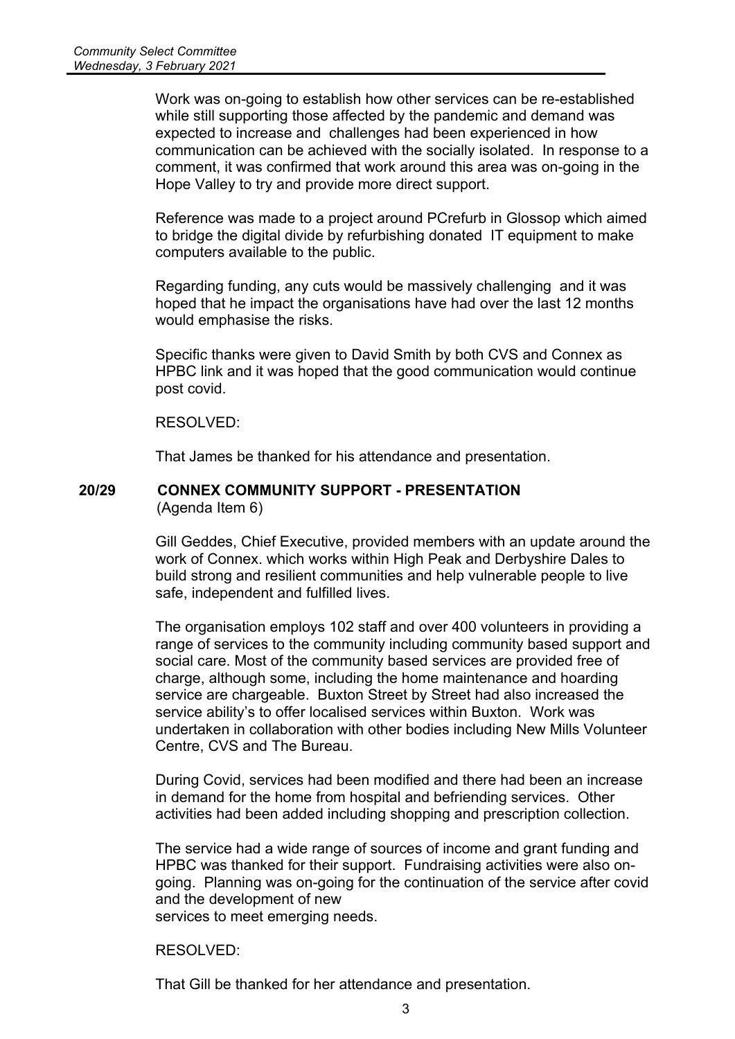Work was on-going to establish how other services can be re-established while still supporting those affected by the pandemic and demand was expected to increase and challenges had been experienced in how communication can be achieved with the socially isolated. In response to a comment, it was confirmed that work around this area was on-going in the Hope Valley to try and provide more direct support.

Reference was made to a project around PCrefurb in Glossop which aimed to bridge the digital divide by refurbishing donated IT equipment to make computers available to the public.

Regarding funding, any cuts would be massively challenging and it was hoped that he impact the organisations have had over the last 12 months would emphasise the risks.

Specific thanks were given to David Smith by both CVS and Connex as HPBC link and it was hoped that the good communication would continue post covid.

RESOLVED:

That James be thanked for his attendance and presentation.

## 20/29 CONNEX COMMUNITY SUPPORT - PRESENTATION

(Agenda Item 6)

Gill Geddes, Chief Executive, provided members with an update around the work of Connex. which works within High Peak and Derbyshire Dales to build strong and resilient communities and help vulnerable people to live safe, independent and fulfilled lives.

The organisation employs 102 staff and over 400 volunteers in providing a range of services to the community including community based support and social care. Most of the community based services are provided free of charge, although some, including the home maintenance and hoarding service are chargeable. Buxton Street by Street had also increased the service ability's to offer localised services within Buxton. Work was undertaken in collaboration with other bodies including New Mills Volunteer Centre, CVS and The Bureau.

During Covid, services had been modified and there had been an increase in demand for the home from hospital and befriending services. Other activities had been added including shopping and prescription collection.

The service had a wide range of sources of income and grant funding and HPBC was thanked for their support. Fundraising activities were also on-going. Planning was on-going for the continuation of the service after covid and the development of new services to meet emerging needs.

RESOLVED:

That Gill be thanked for her attendance and presentation.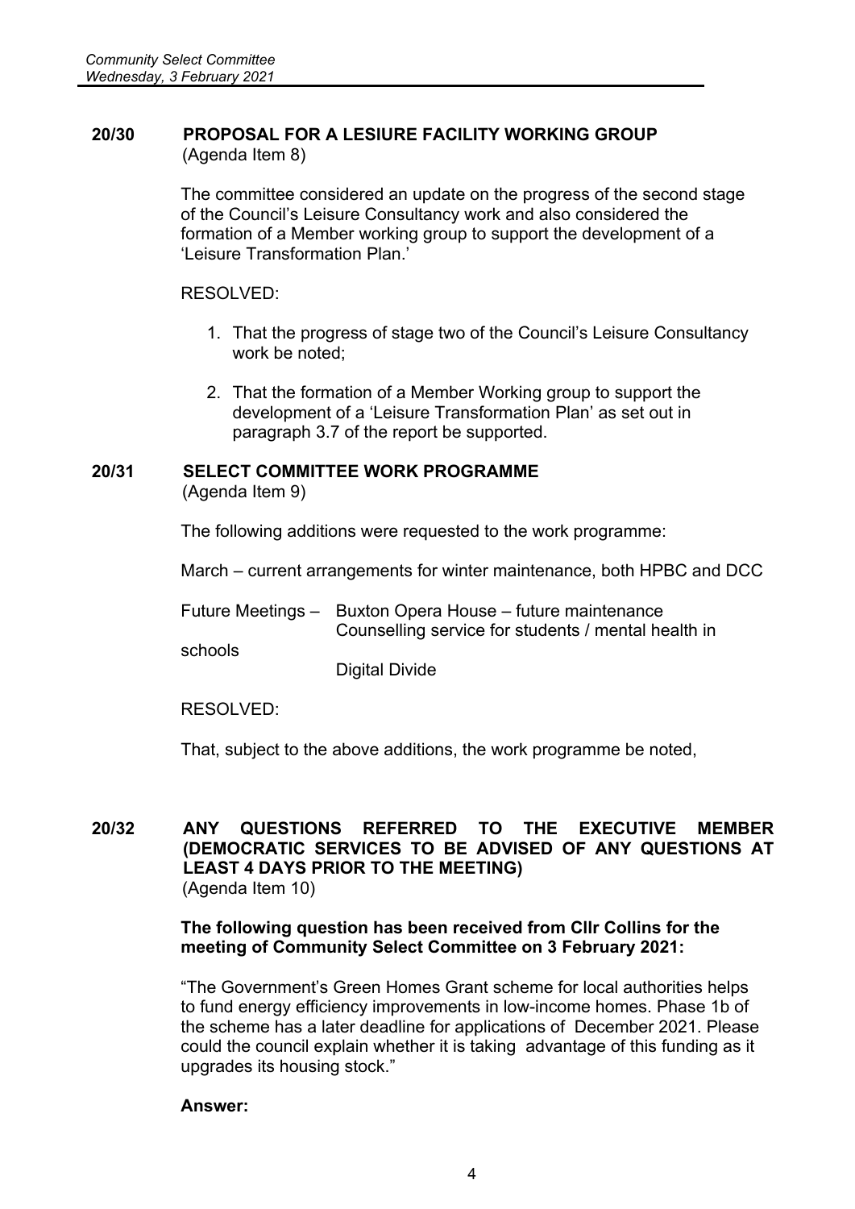## 20/30 PROPOSAL FOR A LESIURE FACILITY WORKING GROUP
(Agenda Item 8)

The committee considered an update on the progress of the second stage of the Council's Leisure Consultancy work and also considered the formation of a Member working group to support the development of a 'Leisure Transformation Plan.'

RESOLVED:

1. That the progress of stage two of the Council's Leisure Consultancy work be noted;

2. That the formation of a Member Working group to support the development of a 'Leisure Transformation Plan' as set out in paragraph 3.7 of the report be supported.

## 20/31 SELECT COMMITTEE WORK PROGRAMME
(Agenda Item 9)

The following additions were requested to the work programme:

March – current arrangements for winter maintenance, both HPBC and DCC

Future Meetings – Buxton Opera House – future maintenance
Counselling service for students / mental health in schools
Digital Divide

RESOLVED:

That, subject to the above additions, the work programme be noted,

## 20/32 ANY QUESTIONS REFERRED TO THE EXECUTIVE MEMBER (DEMOCRATIC SERVICES TO BE ADVISED OF ANY QUESTIONS AT LEAST 4 DAYS PRIOR TO THE MEETING)
(Agenda Item 10)

**The following question has been received from Cllr Collins for the meeting of Community Select Committee on 3 February 2021:**

"The Government's Green Homes Grant scheme for local authorities helps to fund energy efficiency improvements in low-income homes. Phase 1b of the scheme has a later deadline for applications of December 2021. Please could the council explain whether it is taking advantage of this funding as it upgrades its housing stock."

**Answer:**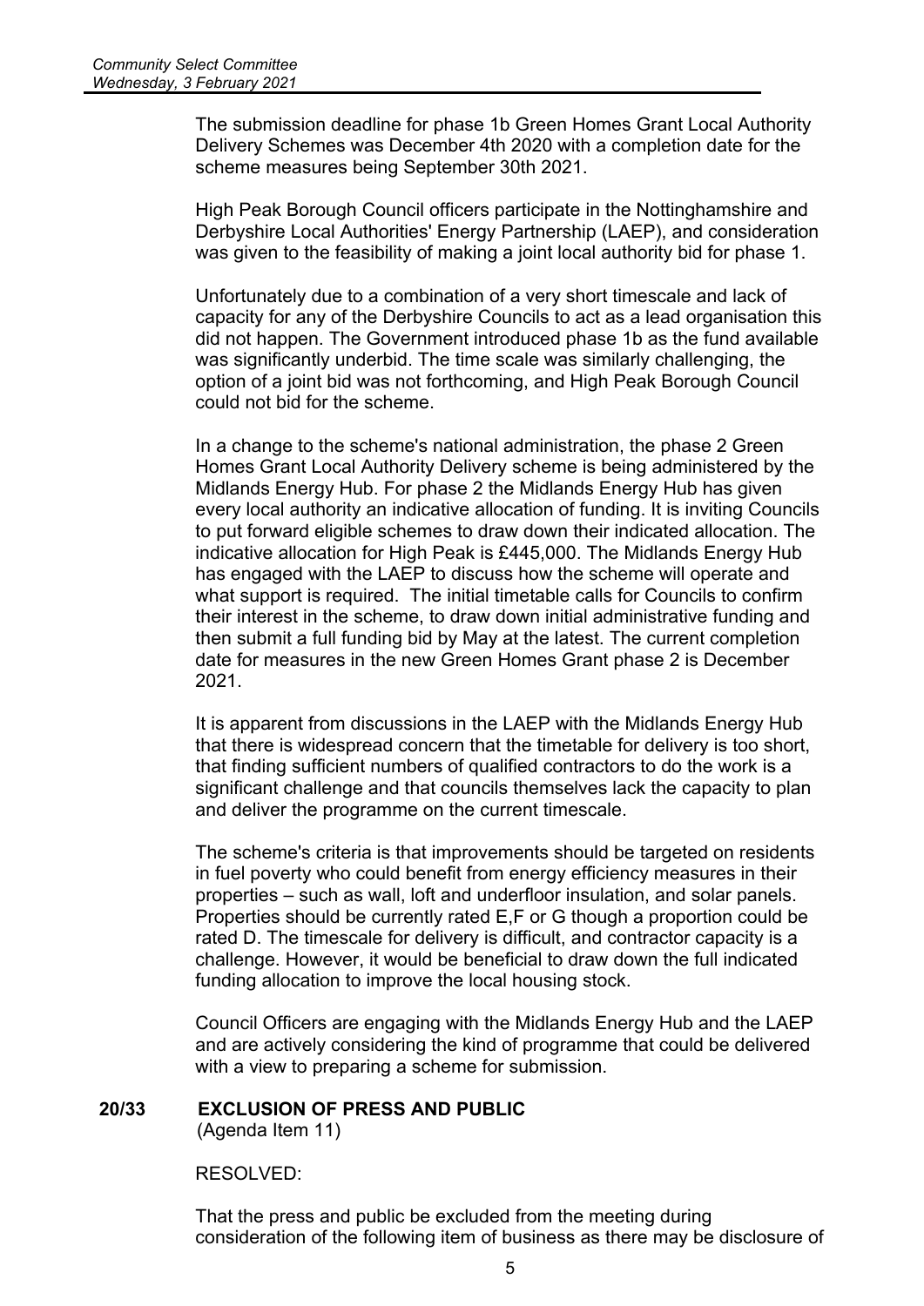The submission deadline for phase 1b Green Homes Grant Local Authority Delivery Schemes was December 4th 2020 with a completion date for the scheme measures being September 30th 2021.

High Peak Borough Council officers participate in the Nottinghamshire and Derbyshire Local Authorities' Energy Partnership (LAEP), and consideration was given to the feasibility of making a joint local authority bid for phase 1.

Unfortunately due to a combination of a very short timescale and lack of capacity for any of the Derbyshire Councils to act as a lead organisation this did not happen. The Government introduced phase 1b as the fund available was significantly underbid. The time scale was similarly challenging, the option of a joint bid was not forthcoming, and High Peak Borough Council could not bid for the scheme.

In a change to the scheme's national administration, the phase 2 Green Homes Grant Local Authority Delivery scheme is being administered by the Midlands Energy Hub. For phase 2 the Midlands Energy Hub has given every local authority an indicative allocation of funding. It is inviting Councils to put forward eligible schemes to draw down their indicated allocation. The indicative allocation for High Peak is £445,000. The Midlands Energy Hub has engaged with the LAEP to discuss how the scheme will operate and what support is required. The initial timetable calls for Councils to confirm their interest in the scheme, to draw down initial administrative funding and then submit a full funding bid by May at the latest. The current completion date for measures in the new Green Homes Grant phase 2 is December 2021.

It is apparent from discussions in the LAEP with the Midlands Energy Hub that there is widespread concern that the timetable for delivery is too short, that finding sufficient numbers of qualified contractors to do the work is a significant challenge and that councils themselves lack the capacity to plan and deliver the programme on the current timescale.

The scheme's criteria is that improvements should be targeted on residents in fuel poverty who could benefit from energy efficiency measures in their properties – such as wall, loft and underfloor insulation, and solar panels. Properties should be currently rated E,F or G though a proportion could be rated D. The timescale for delivery is difficult, and contractor capacity is a challenge. However, it would be beneficial to draw down the full indicated funding allocation to improve the local housing stock.

Council Officers are engaging with the Midlands Energy Hub and the LAEP and are actively considering the kind of programme that could be delivered with a view to preparing a scheme for submission.

## 20/33 EXCLUSION OF PRESS AND PUBLIC

(Agenda Item 11)

RESOLVED:

That the press and public be excluded from the meeting during consideration of the following item of business as there may be disclosure of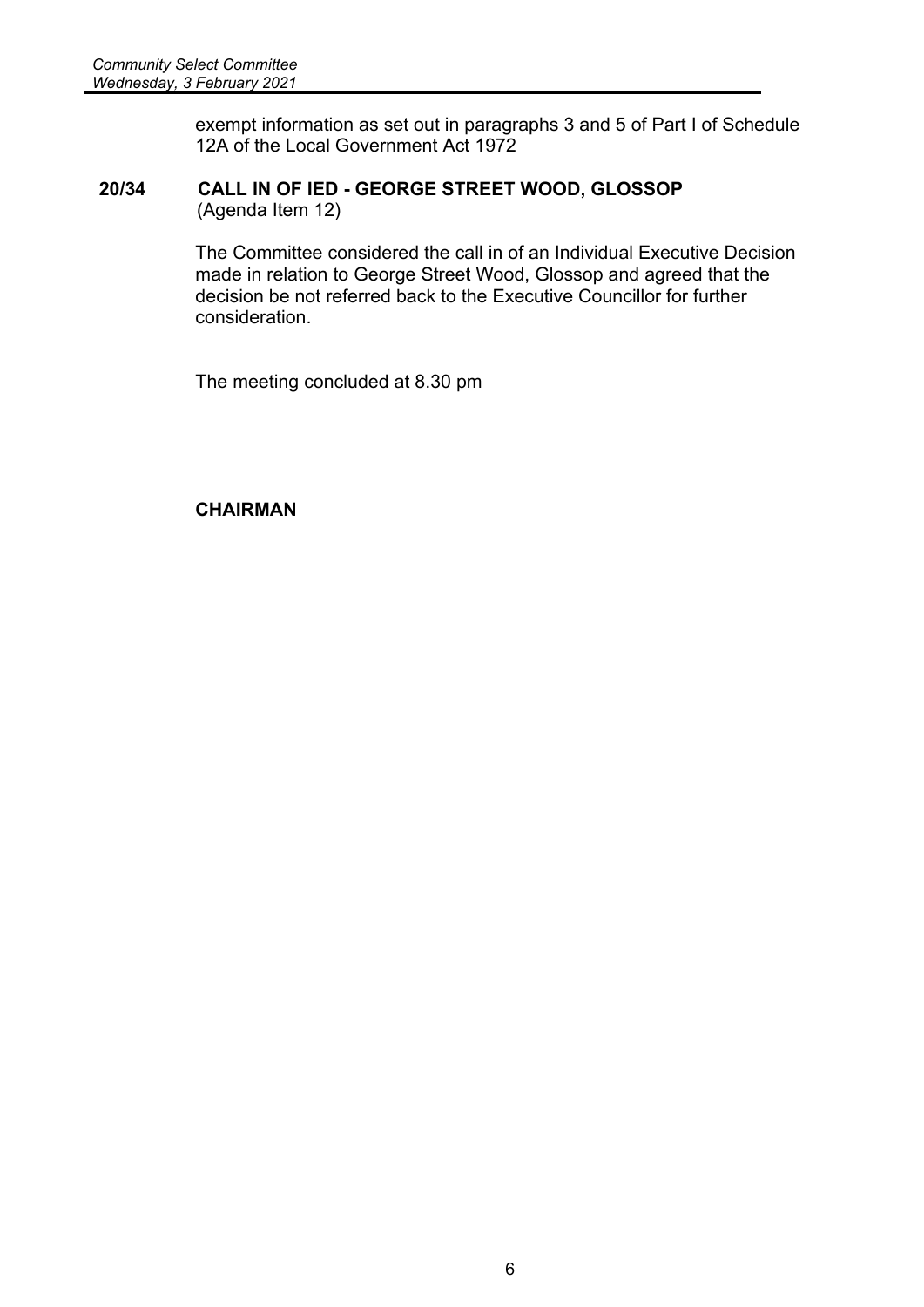exempt information as set out in paragraphs 3 and 5 of Part I of Schedule 12A of the Local Government Act 1972

**20/34 CALL IN OF IED - GEORGE STREET WOOD, GLOSSOP**
(Agenda Item 12)

The Committee considered the call in of an Individual Executive Decision made in relation to George Street Wood, Glossop and agreed that the decision be not referred back to the Executive Councillor for further consideration.

The meeting concluded at 8.30 pm

**CHAIRMAN**